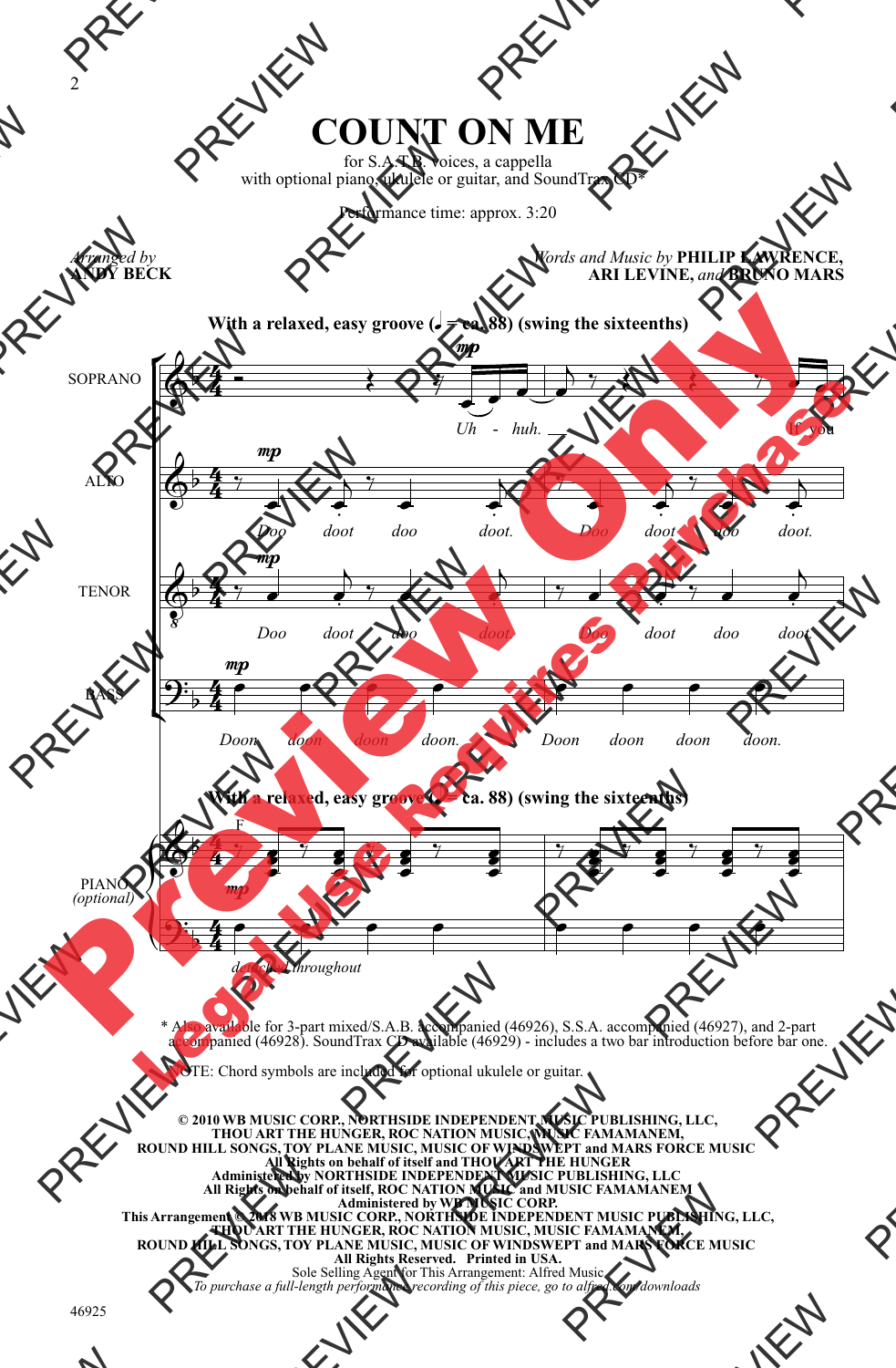# COUNT ON ME

for S.A.T.B. voices, a cappella
with optional piano, ukulele or guitar, and SoundTrax CD*

Performance time: approx. 3:20

*Arranged by*
**ANDY BECK**

*Words and Music by* **PHILIP LAWRENCE, ARI LEVINE,** *and* **BRUNO MARS**

**With a relaxed, easy groove (♩ = ca. 88) (swing the sixteenths)**

SOPRANO: *Uh - huh. If you*

ALTO: *Doo doot doo doot. Doo doot doo doot.*

TENOR: *Doo doot doo doot. Doo doot doo doot.*

BASS: *Doon doon doon doon. Doon doon doon doon.*

PIANO *(optional)*: *detached throughout*

\* Also available for 3-part mixed/S.A.B. accompanied (46926), S.S.A. accompanied (46927), and 2-part accompanied (46928). SoundTrax CD available (46929) - includes a two bar introduction before bar one.

NOTE: Chord symbols are included for optional ukulele or guitar.

**© 2010 WB MUSIC CORP., NORTHSIDE INDEPENDENT MUSIC PUBLISHING, LLC, THOU ART THE HUNGER, ROC NATION MUSIC, MUSIC FAMAMANEM, ROUND HILL SONGS, TOY PLANE MUSIC, MUSIC OF WINDSWEPT and MARS FORCE MUSIC**
**All Rights on behalf of itself and THOU ART THE HUNGER Administered by NORTHSIDE INDEPENDENT MUSIC PUBLISHING, LLC**
**All Rights on behalf of itself, ROC NATION MUSIC and MUSIC FAMAMANEM Administered by WB MUSIC CORP.**
**This Arrangement © 2018 WB MUSIC CORP., NORTHSIDE INDEPENDENT MUSIC PUBLISHING, LLC, THOU ART THE HUNGER, ROC NATION MUSIC, MUSIC FAMAMANEM, ROUND HILL SONGS, TOY PLANE MUSIC, MUSIC OF WINDSWEPT and MARS FORCE MUSIC**
**All Rights Reserved. Printed in USA.**
Sole Selling Agent for This Arrangement: Alfred Music
*To purchase a full-length performance recording of this piece, go to alfred.com/downloads*

46925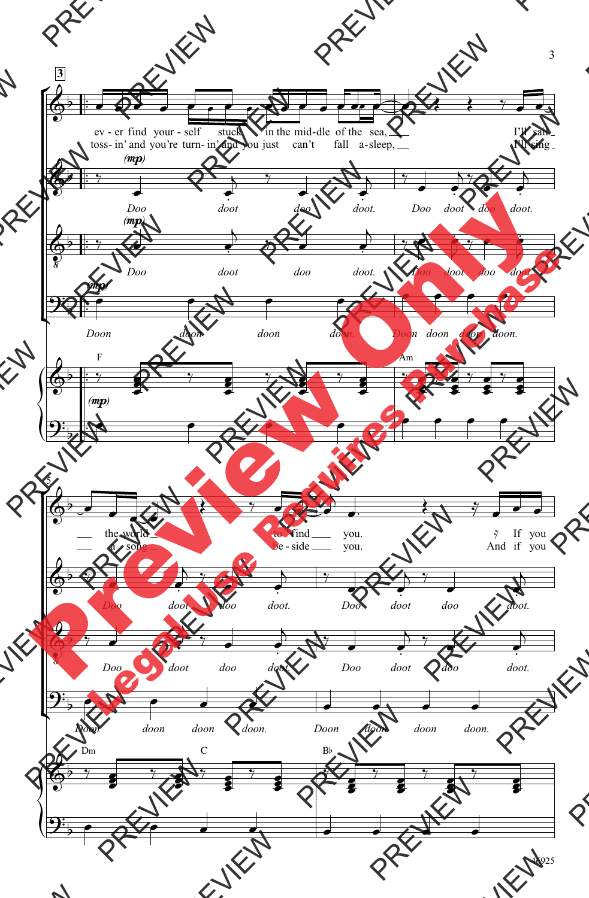3

ev - er find your - self stuck in the mid - dle of the sea, I'll sail
toss - in' and you're turn - in' and you just can't fall a - sleep, I'll sing

(mp)
Doo doot doo doot. Doo doot doo doot.

(mp)
Doo doot doo doot. Doo doot doo doot.

(mp)
Doon doon doon doon. Doon doon doon doon.

F Am

(mp)

5

the world to find you. If you
a song be - side you. And if you

Doo doot doo doot. Doo doot doo doot.

Doo doot doo doot. Doo doot doo doot.

Doon doon doon doon. Doon doon doon doon.

Dm C B♭

46925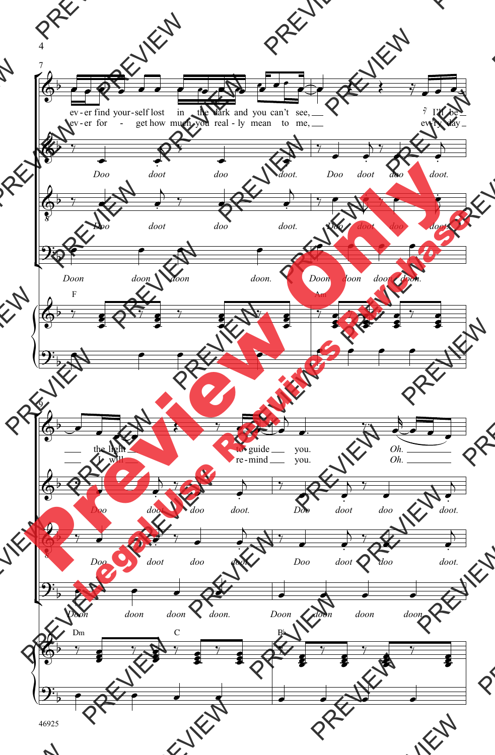7

ev - er find your - self lost in the dark and you can't see, I'll be
ev - er for - get how much you real - ly mean to me, ev - 'ry day

Doo doot doo doot. Doo doot doo doot.

Doo doot doo doot. Doo doot doo doot.

Doon doon doon doon. Doon doon doon doon.

F Am

9

the light to guide you. Oh.
I will re - mind you. Oh.

Doo doot doo doot. Doo doot doo doot.

Doo doot doo doot. Doo doot doo doot.

Doon doon doon doon. Doon doon doon doon.

Dm C B♭

46925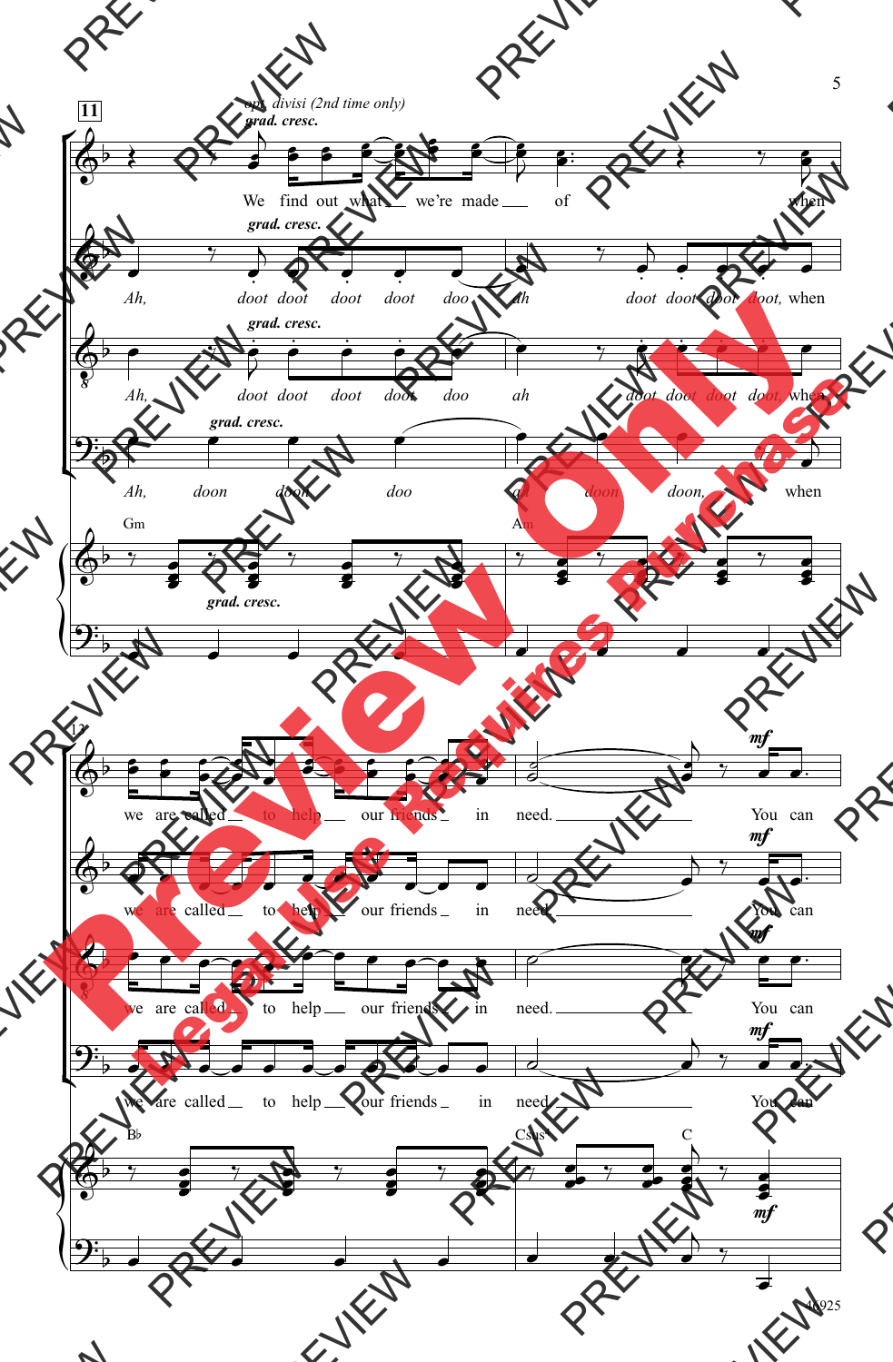**11**

*opt. divisi (2nd time only)*

*grad. cresc.*

We find out what we're made of when we are called to help our friends in need. You can

Ah, doot doot doot doot doo ah doot doot doot doot, when we are called to help our friends in need. You can

Ah, doot doot doot doot doo ah doot doot doot doot, when we are called to help our friends in need. You can

Ah, doon doon doo ah doon doon, when we are called to help our friends in need. You can

Gm Am B♭ Csus C

*mf*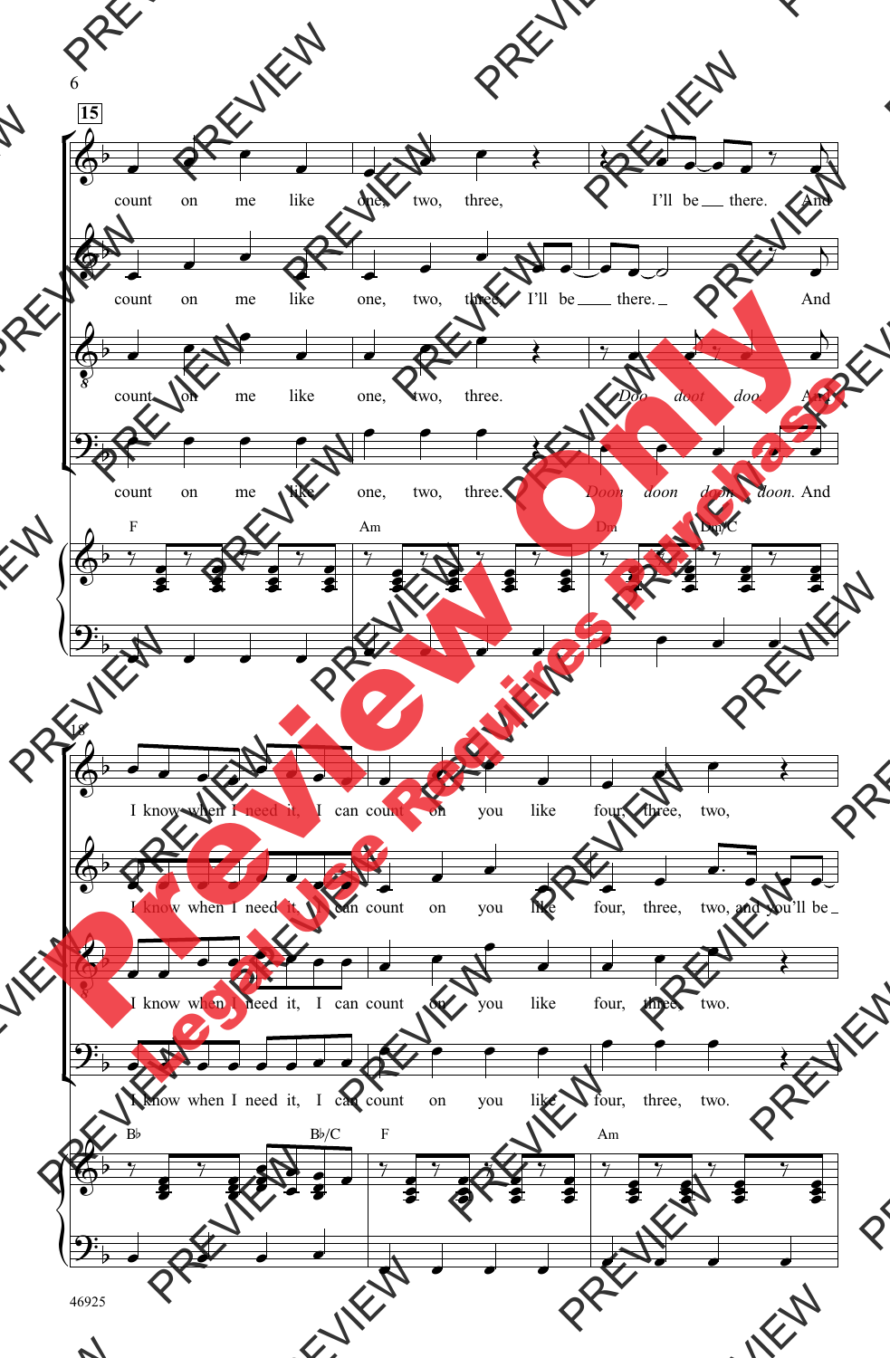**15**

count on me like one, two, three, I'll be ___ there. And

count on me like one, two, three, I'll be ___ there. ___ And

count on me like one, two, three. *Doo doot doo.* And

count on me like one, two, three. *Doon doon doon doon.* And

F — Am — Dm — Dm/C

**18**

I know when I need it, I can count on you like four, three, two,

I know when I need it, I can count on you like four, three, two, and you'll be ___

I know when I need it, I can count on you like four, three, two.

I know when I need it, I can count on you like four, three, two.

B♭ — B♭/C — F — Am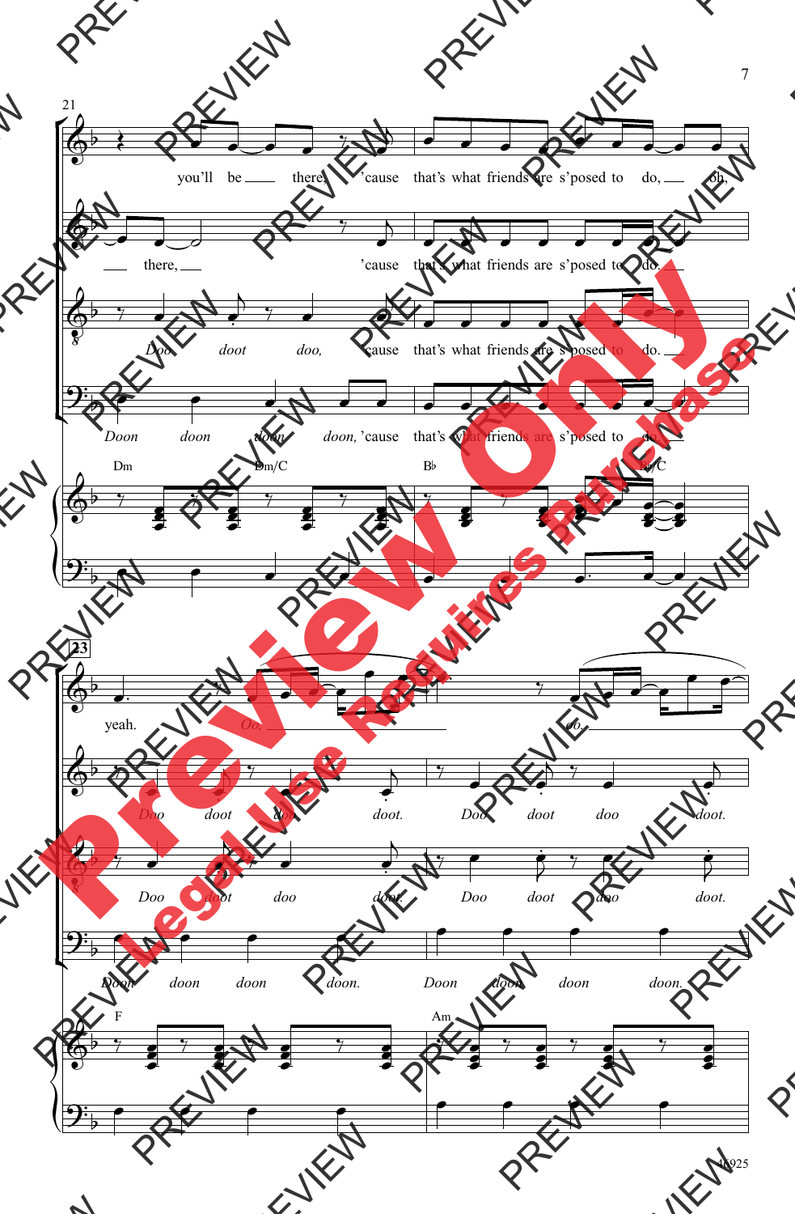21

you'll be there, 'cause that's what friends are s'posed to do, oh,

there, 'cause that's what friends are s'posed to do.

*Doo* *doot* *doo,* 'cause that's what friends are s'posed to do.

*Doon* *doon* *doon* *doon,* 'cause that's what friends are s'posed to do.

Dm Dm/C B♭ B♭/C

23

yeah. *Oo,* *oo.*

*Doo* *doot* *doo* *doot.* *Doo* *doot* *doo* *doot.*

*Doo* *doot* *doo* *doot.* *Doo* *doot* *doo* *doot.*

*Doon* *doon* *doon* *doon.* *Doon* *doon* *doon* *doon.*

F Am

Preview Only
Legal Use Requires Purchase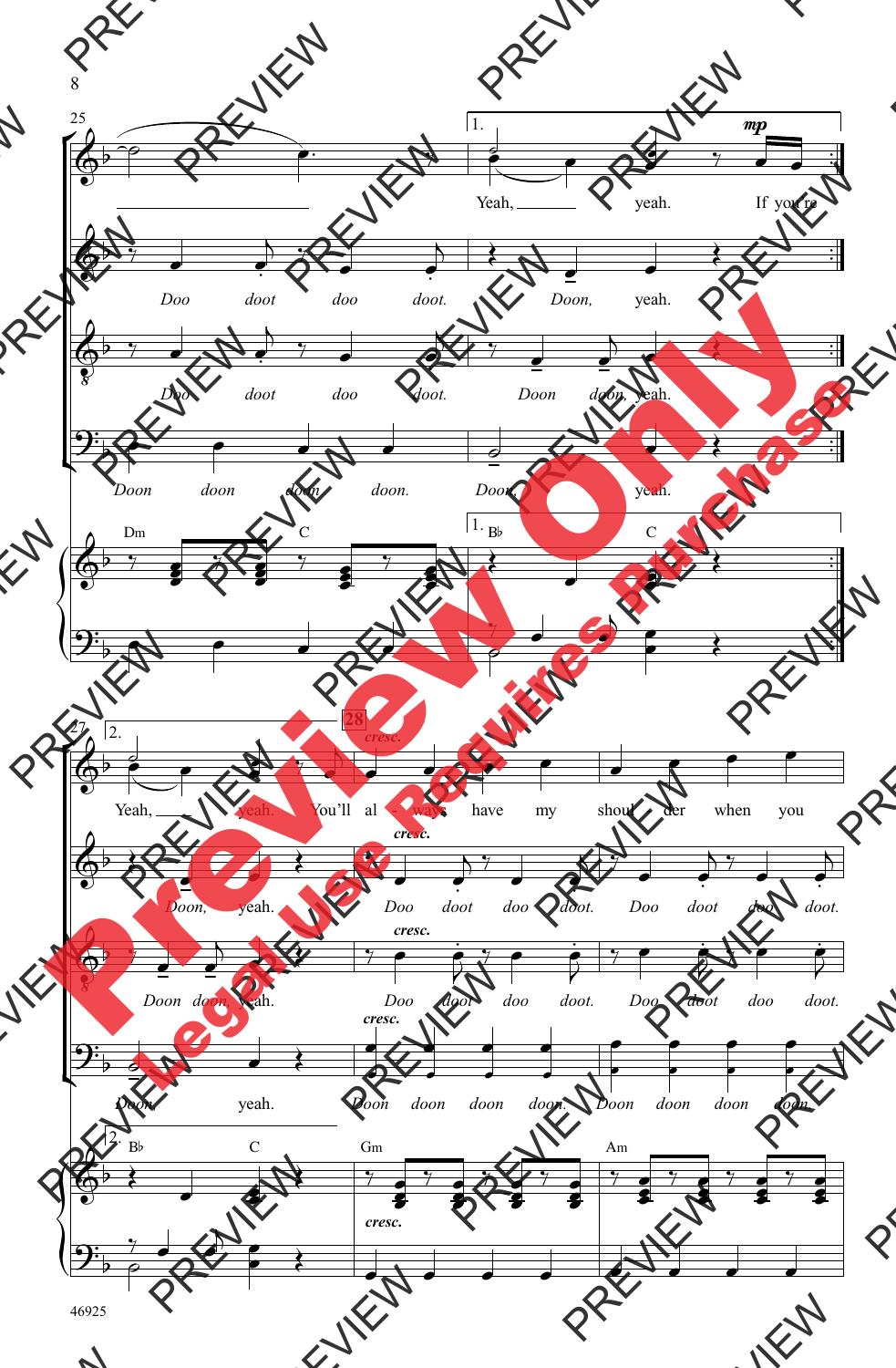25

1.

*mp*

Yeah, yeah. If you're

*Doo doot doo doot. Doon, yeah.*

*Doo doot doo doot. Doon doon, yeah.*

*Doon doon doon doon. Doon, yeah.*

Dm C | 1. B♭ C

27

2.

28

*cresc.*

Yeah, yeah. You'll al - ways have my shoul - der when you

*cresc.*

*Doon, yeah. Doo doot doo doot. Doo doot doo doot.*

*cresc.*

*Doon doon, yeah. Doo doot doo doot. Doo doot doo doot.*

*cresc.*

*Doon, yeah. Doon doon doon doon. Doon doon doon doon.*

2. B♭ C | Gm | Am

*cresc.*

46925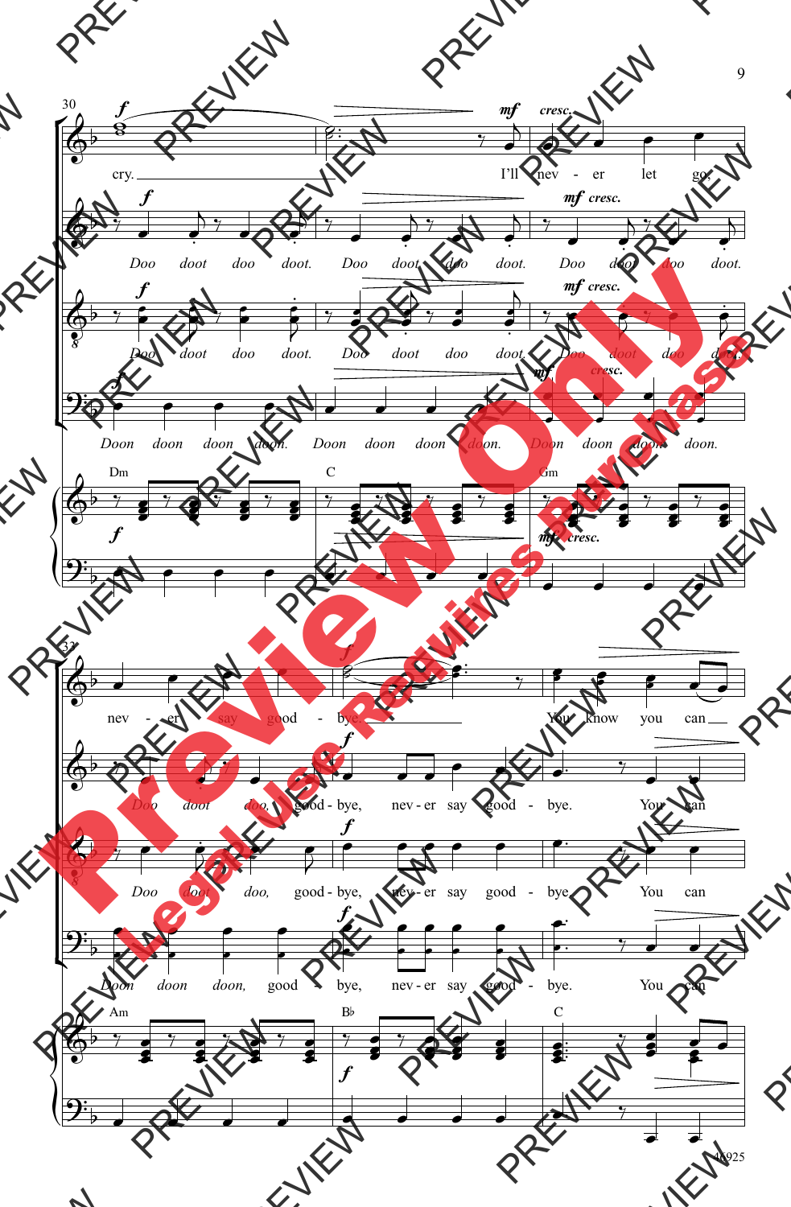cry. I'll nev - er let go,

Doo doot doo doot. Doo doot doo doot. Doo doot doo doot.

Doo doot doo doot. Doo doot doo doot. Doo doot doo doot.

Doon doon doon doon. Doon doon doon doon. Doon doon doon doon.

Dm C Gm

nev - er say good - bye. You know you can

Doo doot doo, good - bye, nev - er say good - bye. You can

Doo doot doo, good - bye, nev - er say good - bye. You can

Doon doon doon, good - bye, nev - er say good - bye. You can

Am B♭ C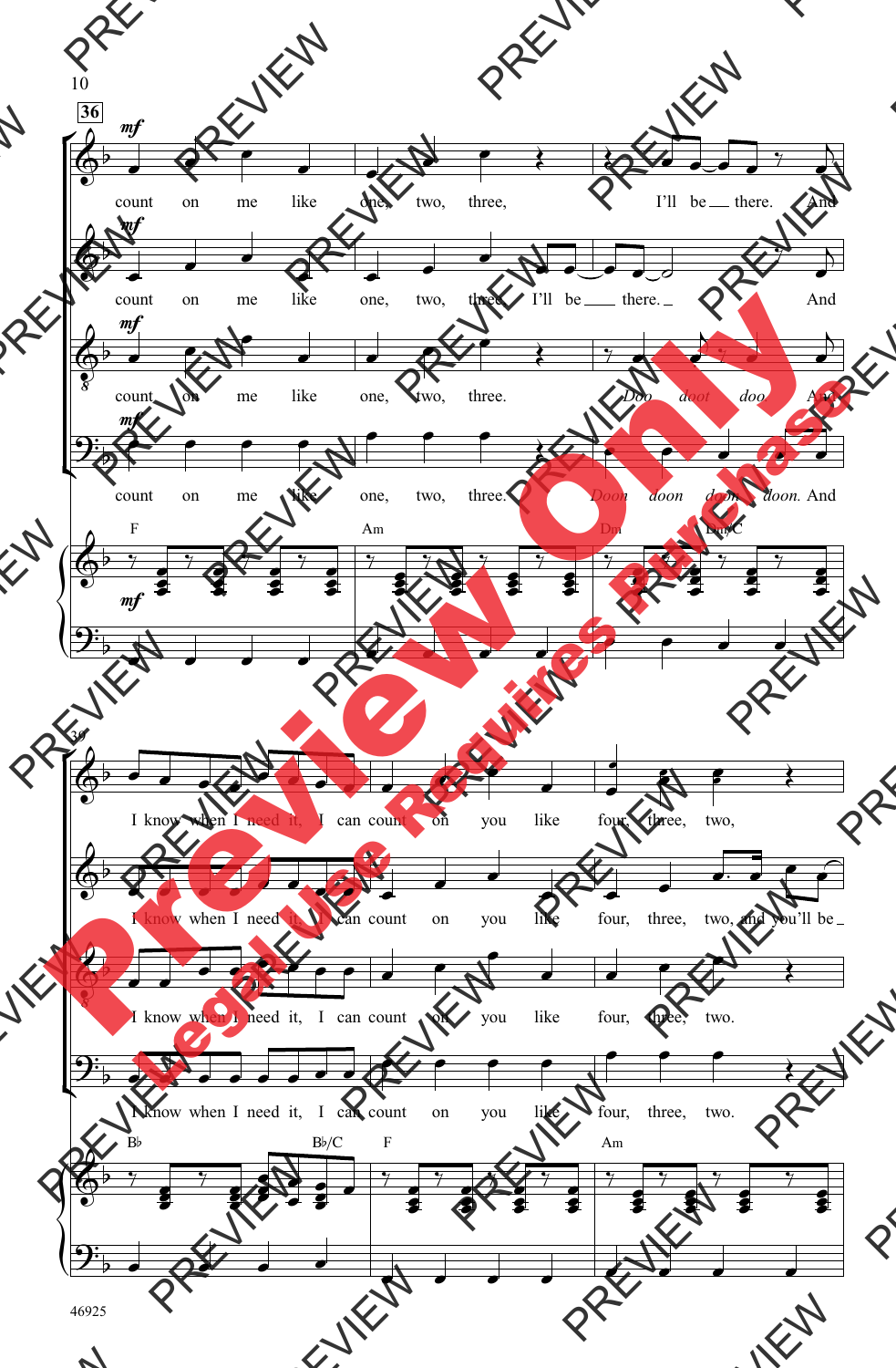36

*mf*

count on me like one, two, three, I'll be there. And

count on me like one, two, three, I'll be there. And

count on me like one, two, three. Doo doot doo. And

count on me like one, two, three. Doon doon doon, doon. And

F Am Dm Dm/C

39

I know when I need it, I can count on you like four, three, two,

I know when I need it, I can count on you like four, three, two, and you'll be

I know when I need it, I can count on you like four, three, two.

I know when I need it, I can count on you like four, three, two.

B♭ B♭/C F Am

46925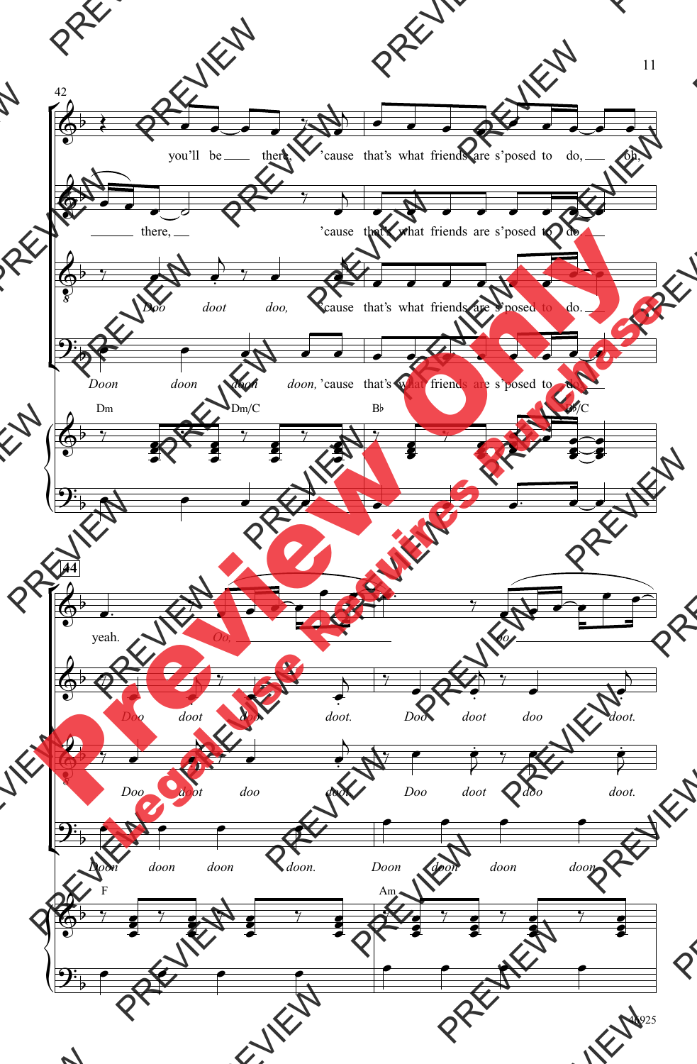42

you'll be there, 'cause that's what friends are s'posed to do, oh,

there, 'cause that's what friends are s'posed to do.

*Doo doot doo,* 'cause that's what friends are s'posed to do.

*Doon doon doon doon,* 'cause that's what friends are s'posed to do.

Dm Dm/C B♭ B♭/C

44

yeah. *Oo, oo.*

*Doo doot doo doot. Doo doot doo doot.*

*Doo doot doo doot. Doo doot doo doot.*

*Doon doon doon doon. Doon doon doon doon.*

F Am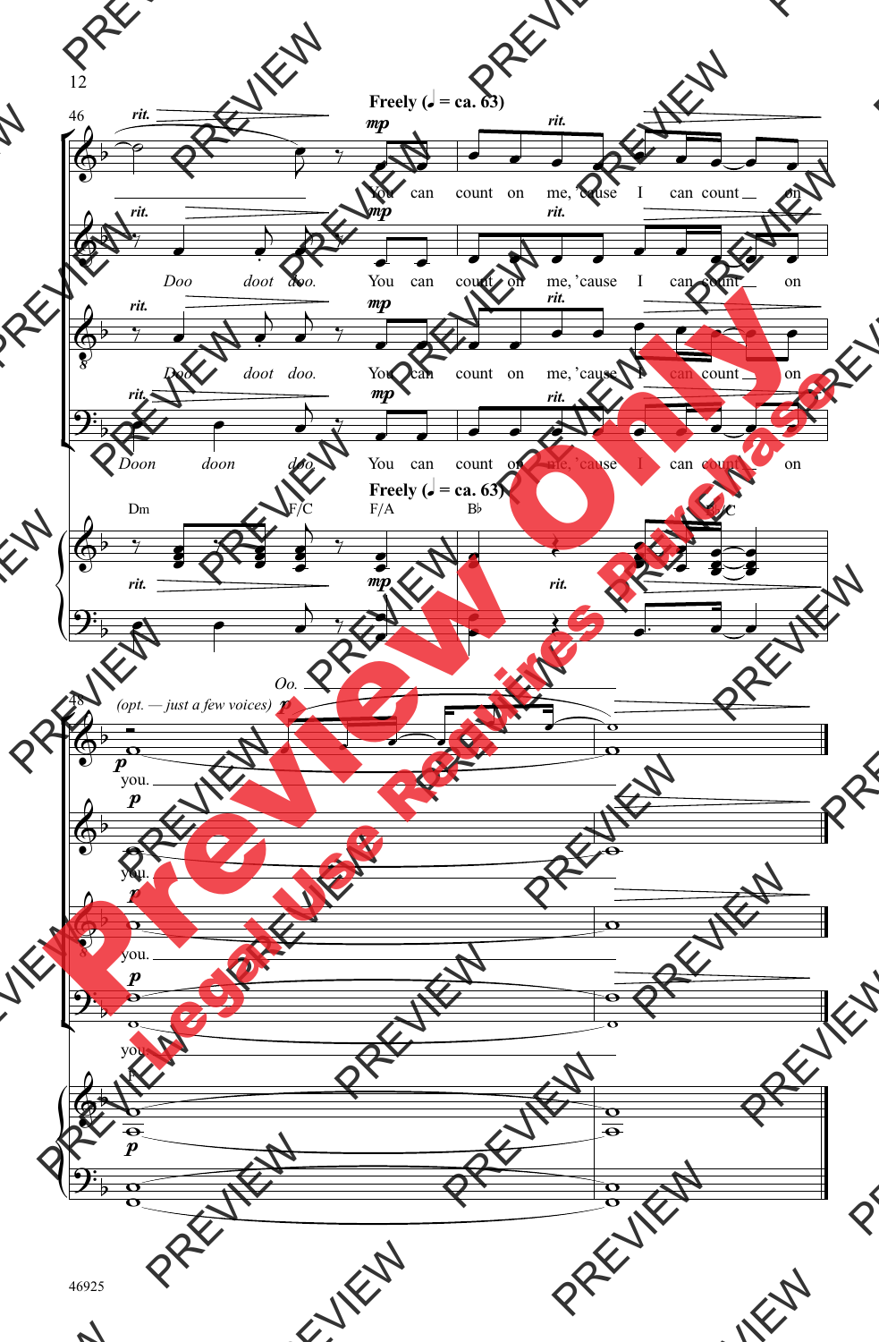**Freely (♩ = ca. 63)**

46

rit. — mp — rit.

You can count on me, 'cause I can count on

Doo doot doo. You can count on me, 'cause I can count on

Doo doot doo. You can count on me, 'cause I can count on

Doon doon doo. You can count on me, 'cause I can count on

**Freely (♩ = ca. 63)**

Dm F/C F/A B♭ B♭/C

48

(opt. — just a few voices) p Oo.

p you.

p you.

p you.

p you.

46925